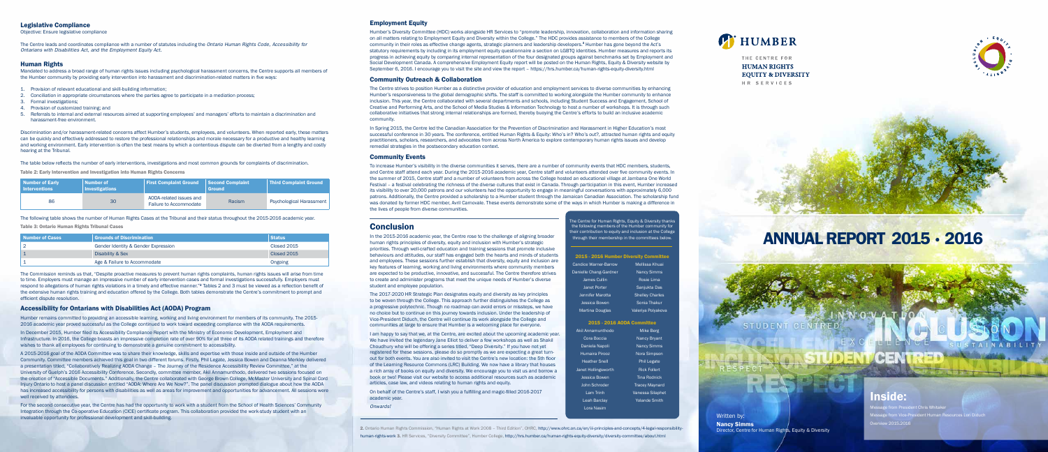## Legislative Compliance

Objective: Ensure legislative compliance

The Centre leads and coordinates compliance with a number of statutes including the *Ontario Human Rights Code*, *Accessibility for Ontarians with Disabilities Act*, and the *Employment Equity Act*.

## Human Rights

Mandated to address a broad range of human rights issues including psychological harassment concerns, the Centre supports all members of the Humber community by providing early intervention into harassment and discrimination-related matters in five ways:

1. Provision of relevant educational and skill-building information;
2. Conciliation in appropriate circumstances where the parties agree to participate in a mediation process;
3. Formal investigations;
4. Provision of customized training; and
5. Referrals to internal and external resources aimed at supporting employees' and managers' efforts to maintain a discrimination and harassment-free environment.

Discrimination and/or harassment-related concerns affect Humber's students, employees, and volunteers. When reported early, these matters can be quickly and effectively addressed to restore the professional relationships and morale necessary for a productive and healthy learning and working environment. Early intervention is often the best means by which a contentious dispute can be diverted from a lengthy and costly hearing at the Tribunal.

The table below reflects the number of early interventions, investigations and most common grounds for complaints of discrimination.

**Table 2: Early Intervention and Investigation into Human Rights Concerns**

| Number of Early Interventions | Number of Investigations | First Complaint Ground | Second Complaint Ground | Third Complaint Ground |
|---|---|---|---|---|
| 86 | 30 | AODA-related issues and Failure to Accommodate | Racism | Psychological Harassment |

The following table shows the number of Human Rights Cases at the Tribunal and their status throughout the 2015-2016 academic year.

**Table 3: Ontario Human Rights Tribunal Cases**

| Number of Cases | Grounds of Discrimination | Status |
|---|---|---|
| 2 | Gender Identity & Gender Expression | Closed 2015 |
| 1 | Disability & Sex | Closed 2015 |
| 1 | Age & Failure to Accommodate | Ongoing |

The Commission reminds us that, "Despite proactive measures to prevent human rights complaints, human rights issues will arise from time to time. Employers must manage an impressive number of early intervention cases and formal investigations successfully. Employers must respond to allegations of human rights violations in a timely and effective manner."[2] Tables 2 and 3 must be viewed as a reflection benefit of the extensive human rights training and education offered by the College. Both tables demonstrate the Centre's commitment to prompt and efficient dispute resolution.

## Accessibility for Ontarians with Disabilities Act (AODA) Program

Humber remains committed to providing an accessible learning, working and living environment for members of its community. The 2015-2016 academic year proved successful as the College continued to work toward exceeding compliance with the AODA requirements.

In December 2015, Humber filed its Accessibility Compliance Report with the Ministry of Economic Development, Employment and Infrastructure. In 2016, the College boasts an impressive completion rate of over 90% for all three of its AODA related trainings and therefore wishes to thank all employees for continuing to demonstrate a genuine commitment to accessibility.

A 2015-2016 goal of the AODA Committee was to share their knowledge, skills and expertise with those inside and outside of the Humber Community. Committee members achieved this goal in two different forums. Firstly, Phil Legate, Jessica Bowen and Deanna Merkley delivered a presentation titled, "Collaboratively Realizing AODA Change – The Journey of the Residence Accessibility Review Committee," at the University of Guelph's 2016 Accessibility Conference. Secondly, committee member, Akil Annamunthodo, delivered two sessions focused on the creation of "Accessible Documents." Additionally, the Centre collaborated with George Brown College, McMaster University and Spinal Cord Injury Ontario to host a panel discussion entitled "AODA: Where Are We Now?". The panel discussion prompted dialogue about how the AODA has increased accessibility for persons with disabilities as well as areas for improvement and opportunities for advancement. All sessions were well received by attendees.

For the second consecutive year, the Centre has had the opportunity to work with a student from the School of Health Sciences' Community Integration through the Co-operative Education (CICE) certificate program. This collaboration provided the work-study student with an invaluable opportunity for professional development and skill-building.

## Employment Equity

Humber's Diversity Committee (HDC) works alongside HR Services to "promote leadership, innovation, collaboration and information sharing on all matters relating to Employment Equity and Diversity within the College." The HDC provides assistance to members of the College community in their roles as effective change agents, strategic planners and leadership developers.[3] Humber has gone beyond the Act's statutory requirements by including in its employment equity questionnaire a section on LGBTQ identities. Humber measures and reports its progress in achieving equity by comparing internal representation of the four designated groups against benchmarks set by Employment and Social Development Canada. A comprehensive Employment Equity report will be posted on the Human Rights, Equity & Diversity website by September 6, 2016. I encourage you to visit the site and view the report – https://hrs.humber.ca/human-rights-equity-diversity.html

## Community Outreach & Collaboration

The Centre strives to position Humber as a distinctive provider of education and employment services to diverse communities by enhancing Humber's responsiveness to the global demographic shifts. The staff is committed to working alongside the Humber community to enhance inclusion. This year, the Centre collaborated with several departments and schools, including Student Success and Engagement, School of Creative and Performing Arts, and the School of Media Studies & Information Technology to host a number of workshops. It is through such collaborative initiatives that strong internal relationships are formed, thereby buoying the Centre's efforts to build an inclusive academic community.

In Spring 2015, the Centre led the Canadian Association for the Prevention of Discrimination and Harassment in Higher Education's most successful conference in 30 years. The conference, entitled Human Rights & Equity: Who's in? Who's out?, attracted human rights and equity practitioners, scholars, researchers, and advocates from across North America to explore contemporary human rights issues and develop remedial strategies in the postsecondary education context.

## Community Events

To increase Humber's visibility in the diverse communities it serves, there are a number of community events that HDC members, students, and Centre staff attend each year. During the 2015-2016 academic year, Centre staff and volunteers attended over five community events. In the summer of 2015, Centre staff and a number of volunteers from across the College hosted an educational village at Jambana One World Festival – a festival celebrating the richness of the diverse cultures that exist in Canada. Through participation in this event, Humber increased its visibility to over 20,000 patrons and our volunteers had the opportunity to engage in meaningful conversations with approximately 6,000 patrons. Additionally, the Centre provided a scholarship to a Humber student through the Jamaican Canadian Association. The scholarship fund was donated by former HDC member, Avril Carnovale. These events demonstrate some of the ways in which Humber is making a difference in the lives of people from diverse communities.

## Conclusion

In the 2015-2016 academic year, the Centre rose to the challenge of aligning broader human rights principles of diversity, equity and inclusion with Humber's strategic priorities. Through well-crafted education and training sessions that promote inclusive behaviours and attitudes, our staff has engaged both the hearts and minds of students and employees. These sessions further establish that diversity, equity and inclusion are key features of learning, working and living environments where community members are expected to be productive, innovative, and successful. The Centre therefore strives to create and administer programs that meet the unique needs of Humber's diverse student and employee population.

The 2017-2020 HR Strategic Plan designates equity and diversity as key principles to be woven through the College. This approach further distinguishes the College as a progressive polytechnic. Though no roadmap can avoid errors or missteps, we have no choice but to continue on this journey towards inclusion. Under the leadership of Vice-President Diduch, the Centre will continue its work alongside the College and communities at large to ensure that Humber is a welcoming place for everyone.

I am happy to say that we, at the Centre, are excited about the upcoming academic year. We have invited the legendary Jane Elliot to deliver a few workshops as well as Shakil Choudhury who will be offering a series titled, "Deep Diversity." If you have not yet registered for these sessions, please do so promptly as we are expecting a great turn-out for both events. You are also invited to visit the Centre's new location: the 5th floor of the Learning Resource Commons (LRC) Building. We now have a library that houses a rich array of books on equity and diversity. We encourage you to visit us and borrow a book or two! Please visit our website to access additional resources such as academic articles, case law, and videos relating to human rights and equity.

On behalf of the Centre's staff, I wish you a fulfilling and magic-filled 2016-2017 academic year.

*Onwards!*

The Centre for Human Rights, Equity & Diversity thanks the following members of the Humber community for their contribution to equity and inclusion at the College through their membership in the committees below.

**2015 - 2016 Humber Diversity Committee**

| | |
|---|---|
| Candice Warner-Barrow | Melissa Khuai |
| Danielle Chang-Gardner | Nancy Simms |
| James Cullin | Rosie Lima |
| Janet Porter | Sanjukta Das |
| Jennifer Marotta | Shelley Charles |
| Jessica Bowen | Sonia Thakur |
| Martina Douglas | Valeriya Polyakova |

**2015 - 2016 AODA Committee**

| | |
|---|---|
| Akil Annamunthodo | Mike Berg |
| Cora Boccia | Nancy Bryant |
| Daniela Napoli | Nancy Simms |
| Humaira Pirooz | Nora Simpson |
| Heather Snell | Phil Legate |
| Janet Hollingsworth | Rick Fallert |
| Jessica Bowen | Tina Rodnick |
| John Schroder | Tracey Maynard |
| Lam Trinh | Vanessa Silaphet |
| Leah Barclay | Yolande Smith |
| Lona Nasim | |

2. Ontario Human Rights Commission, "Human Rights at Work 2008 – Third Edition", OHRC, http://www.ohrc.on.ca/en/iii-principles-and-concepts/4-legal-responsibility-human-rights-work 3. HR Services, "Diversity Committee", Humber College, http://hrs.humber.ca/human-rights-equity-diversity/diversity-committee/about.html

# HUMBER

THE CENTRE FOR
**HUMAN RIGHTS EQUITY & DIVERSITY**
HR SERVICES

# ANNUAL REPORT 2015 · 2016

## Inside:

Message from President Chris Whitaker
Message from Vice-President Human Resources Lori Diduch
Overview 2015-2016

Written by:
**Nancy Simms**
Director, Centre for Human Rights, Equity & Diversity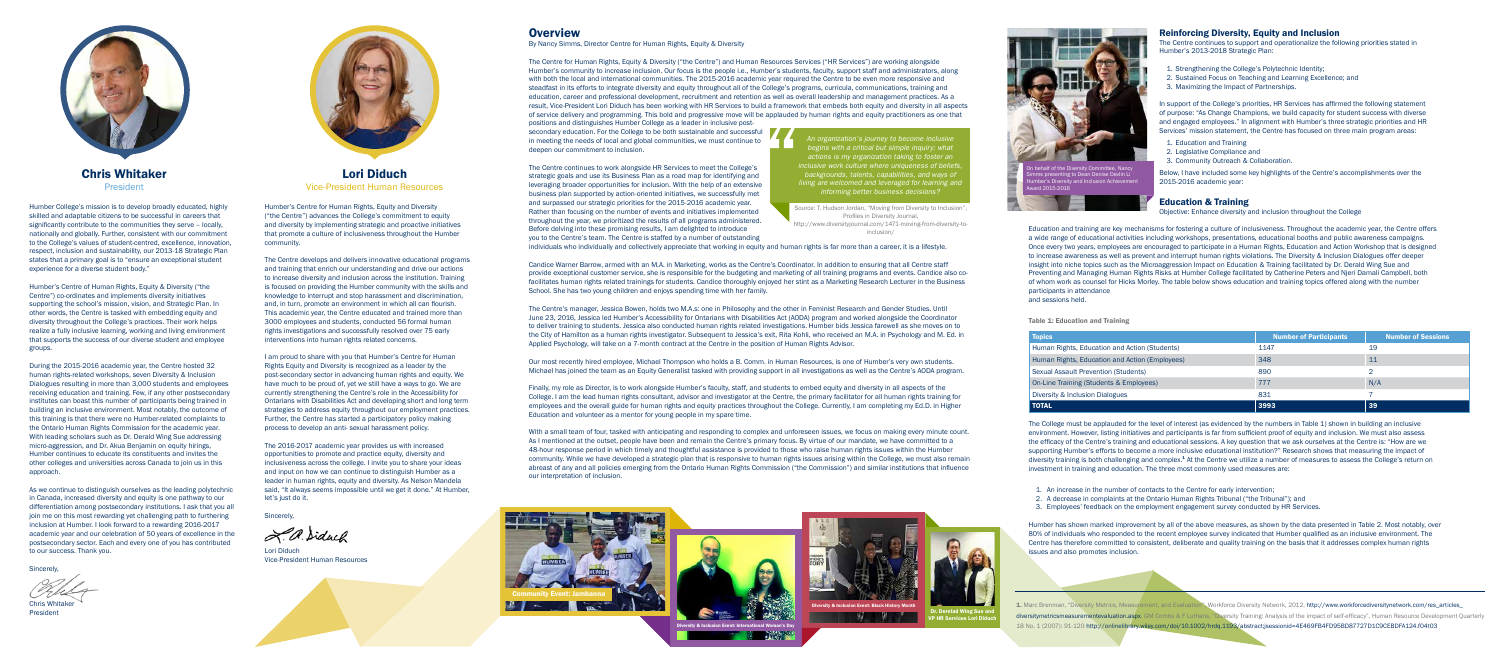## Chris Whitaker

President

Humber College's mission is to develop broadly educated, highly skilled and adaptable citizens to be successful in careers that significantly contribute to the communities they serve – locally, nationally and globally. Further, consistent with our commitment to the College's values of student-centred, excellence, innovation, respect, inclusion and sustainability, our 2013-18 Strategic Plan states that a primary goal is to "ensure an exceptional student experience for a diverse student body."

Humber's Centre of Human Rights, Equity & Diversity ("the Centre") co-ordinates and implements diversity initiatives supporting the school's mission, vision, and Strategic Plan. In other words, the Centre is tasked with embedding equity and diversity throughout the College's practices. Their work helps realize a fully inclusive learning, working and living environment that supports the success of our diverse student and employee groups.

During the 2015-2016 academic year, the Centre hosted 32 human rights-related workshops, seven Diversity & Inclusion Dialogues resulting in more than 3,000 students and employees receiving education and training. Few, if any other postsecondary institutes can boast this number of participants being trained in building an inclusive environment. Most notably, the outcome of this training is that there were no Humber-related complaints to the Ontario Human Rights Commission for the academic year. With leading scholars such as Dr. Derald Wing Sue addressing micro-aggression, and Dr. Akua Benjamin on equity hirings, Humber continues to educate its constituents and invites the other colleges and universities across Canada to join us in this approach.

As we continue to distinguish ourselves as the leading polytechnic in Canada, increased diversity and equity is one pathway to our differentiation among postsecondary institutions. I ask that you all join me on this most rewarding yet challenging path to furthering inclusion at Humber. I look forward to a rewarding 2016-2017 academic year and our celebration of 50 years of excellence in the postsecondary sector. Each and every one of you has contributed to our success. Thank you.

Sincerely,

Chris Whitaker
President

## Lori Diduch

Vice-President Human Resources

Humber's Centre for Human Rights, Equity and Diversity ("the Centre") advances the College's commitment to equity and diversity by implementing strategic and proactive initiatives that promote a culture of inclusiveness throughout the Humber community.

The Centre develops and delivers innovative educational programs and training that enrich our understanding and drive our actions to increase diversity and inclusion across the institution. Training is focused on providing the Humber community with the skills and knowledge to interrupt and stop harassment and discrimination, and, in turn, promote an environment in which all can flourish. This academic year, the Centre educated and trained more than 3000 employees and students, conducted 56 formal human rights investigations and successfully resolved over 75 early interventions into human rights related concerns.

I am proud to share with you that Humber's Centre for Human Rights Equity and Diversity is recognized as a leader by the post-secondary sector in advancing human rights and equity. We have much to be proud of, yet we still have a ways to go. We are currently strengthening the Centre's role in the Accessibility for Ontarians with Disabilities Act and developing short and long term strategies to address equity throughout our employment practices. Further, the Centre has started a participatory policy making process to develop an anti- sexual harassment policy.

The 2016-2017 academic year provides us with increased opportunities to promote and practice equity, diversity and inclusiveness across the college. I invite you to share your ideas and input on how we can continue to distinguish Humber as a leader in human rights, equity and diversity. As Nelson Mandela said, "It always seems impossible until we get it done." At Humber, let's just do it.

Sincerely,

Lori Diduch
Vice-President Human Resources

## Overview

By Nancy Simms, Director Centre for Human Rights, Equity & Diversity

The Centre for Human Rights, Equity & Diversity ("the Centre") and Human Resources Services ("HR Services") are working alongside Humber's community to increase inclusion. Our focus is the people i.e., Humber's students, faculty, support staff and administrators, along with both the local and international communities. The 2015-2016 academic year required the Centre to be even more responsive and steadfast in its efforts to integrate diversity and equity throughout all of the College's programs, curricula, communications, training and education, career and professional development, recruitment and retention as well as overall leadership and management practices. As a result, Vice-President Lori Diduch has been working with HR Services to build a framework that embeds both equity and diversity in all aspects of service delivery and programming. This bold and progressive move will be applauded by human rights and equity practitioners as one that positions and distinguishes Humber College as a leader in inclusive post-secondary education. For the College to be both sustainable and successful in meeting the needs of local and global communities, we must continue to deepen our commitment to inclusion.

> *An organization's journey to become inclusive begins with a critical but simple inquiry: what actions is my organization taking to foster an inclusive work culture where uniqueness of beliefs, backgrounds, talents, capabilities, and ways of living are welcomed and leveraged for learning and informing better business decisions?*
>
> Source: T. Hudson Jordan, "Moving from Diversity to Inclusion", Profiles in Diversity Journal, http://www.diversityjournal.com/1471-moving-from-diversity-to-inclusion/

The Centre continues to work alongside HR Services to meet the College's strategic goals and use its Business Plan as a road map for identifying and leveraging broader opportunities for inclusion. With the help of an extensive business plan supported by action-oriented initiatives, we successfully met and surpassed our strategic priorities for the 2015-2016 academic year. Rather than focusing on the number of events and initiatives implemented throughout the year, we prioritized the results of all programs administered. Before delving into these promising results, I am delighted to introduce you to the Centre's team. The Centre is staffed by a number of outstanding individuals who individually and collectively appreciate that working in equity and human rights is far more than a career, it is a lifestyle.

Candice Warner Barrow, armed with an M.A. in Marketing, works as the Centre's Coordinator. In addition to ensuring that all Centre staff provide exceptional customer service, she is responsible for the budgeting and marketing of all training programs and events. Candice also co-facilitates human rights related trainings for students. Candice thoroughly enjoyed her stint as a Marketing Research Lecturer in the Business School. She has two young children and enjoys spending time with her family.

The Centre's manager, Jessica Bowen, holds two M.A.s: one in Philosophy and the other in Feminist Research and Gender Studies. Until June 23, 2016, Jessica led Humber's Accessibility for Ontarians with Disabilities Act (AODA) program and worked alongside the Coordinator to deliver training to students. Jessica also conducted human rights related investigations. Humber bids Jessica farewell as she moves on to the City of Hamilton as a human rights investigator. Subsequent to Jessica's exit, Rita Kohli, who received an M.A. in Psychology and M. Ed. in Applied Psychology, will take on a 7-month contract at the Centre in the position of Human Rights Advisor.

Our most recently hired employee, Michael Thompson who holds a B. Comm. in Human Resources, is one of Humber's very own students. Michael has joined the team as an Equity Generalist tasked with providing support in all investigations as well as the Centre's AODA program.

Finally, my role as Director, is to work alongside Humber's faculty, staff, and students to embed equity and diversity in all aspects of the College. I am the lead human rights consultant, advisor and investigator at the Centre, the primary facilitator for all human rights training for employees and the overall guide for human rights and equity practices throughout the College. Currently, I am completing my Ed.D. in Higher Education and volunteer as a mentor for young people in my spare time.

With a small team of four, tasked with anticipating and responding to complex and unforeseen issues, we focus on making every minute count. As I mentioned at the outset, people have been and remain the Centre's primary focus. By virtue of our mandate, we have committed to a 48-hour response period in which timely and thoughtful assistance is provided to those who raise human rights issues within the Humber community. While we have developed a strategic plan that is responsive to human rights issues arising within the College, we must also remain abreast of any and all policies emerging from the Ontario Human Rights Commission ("the Commission") and similar institutions that influence our interpretation of inclusion.

Community Event: Jambanna

Diversity & Inclusion Event: International Women's Day

Diversity & Inclusion Event: Black History Month

Dr. Derald Wing Sue and VP HR Services Lori Diduch

## Reinforcing Diversity, Equity and Inclusion

The Centre continues to support and operationalize the following priorities stated in Humber's 2013-2018 Strategic Plan:

1. Strengthening the College's Polytechnic Identity;
2. Sustained Focus on Teaching and Learning Excellence; and
3. Maximizing the Impact of Partnerships.

In support of the College's priorities, HR Services has affirmed the following statement of purpose: "As Change Champions, we build capacity for student success with diverse and engaged employees." In alignment with Humber's three strategic priorities and HR Services' mission statement, the Centre has focused on three main program areas:

1. Education and Training
2. Legislative Compliance and
3. Community Outreach & Collaboration.

Below, I have included some key highlights of the Centre's accomplishments over the 2015-2016 academic year:

On behalf of the Diversity Committee, Nancy Simms presenting to Dean Denise Devlin Li Humber's Diversity and Inclusion Achievement Award 2015-2016

### Education & Training

Objective: Enhance diversity and inclusion throughout the College

Education and training are key mechanisms for fostering a culture of inclusiveness. Throughout the academic year, the Centre offers a wide range of educational activities including workshops, presentations, educational booths and public awareness campaigns. Once every two years, employees are encouraged to participate in a Human Rights, Education and Action Workshop that is designed to increase awareness as well as prevent and interrupt human rights violations. The Diversity & Inclusion Dialogues offer deeper insight into niche topics such as the Microaggression Impact on Education & Training facilitated by Dr. Derald Wing Sue and Preventing and Managing Human Rights Risks at Humber College facilitated by Catherine Peters and Njeri Damali Campbell, both of whom work as counsel for Hicks Morley. The table below shows education and training topics offered along with the number participants in attendance and sessions held.

Table 1: Education and Training

| Topics | Number of Participants | Number of Sessions |
|---|---|---|
| Human Rights, Education and Action (Students) | 1147 | 19 |
| Human Rights, Education and Action (Employees) | 348 | 11 |
| Sexual Assault Prevention (Students) | 890 | 2 |
| On-Line Training (Students & Employees) | 777 | N/A |
| Diversity & Inclusion Dialogues | 831 | 7 |
| **TOTAL** | **3993** | **39** |

The College must be applauded for the level of interest (as evidenced by the numbers in Table 1) shown in building an inclusive environment. However, listing initiatives and participants is far from sufficient proof of equity and inclusion. We must also assess the efficacy of the Centre's training and educational sessions. A key question that we ask ourselves at the Centre is: "How are we supporting Humber's efforts to become a more inclusive educational institution?" Research shows that measuring the impact of diversity training is both challenging and complex.[1] At the Centre we utilize a number of measures to assess the College's return on investment in training and education. The three most commonly used measures are:

1. An increase in the number of contacts to the Centre for early intervention;
2. A decrease in complaints at the Ontario Human Rights Tribunal ("the Tribunal"); and
3. Employees' feedback on the employment engagement survey conducted by HR Services.

Humber has shown marked improvement by all of the above measures, as shown by the data presented in Table 2. Most notably, over 80% of individuals who responded to the recent employee survey indicated that Humber qualified as an inclusive environment. The Centre has therefore committed to consistent, deliberate and quality training on the basis that it addresses complex human rights issues and also promotes inclusion.

1. Marc Brenman, "Diversity Metrics, Measurement, and Evaluation," Workforce Diversity Network, 2012, http://www.workforcediversitynetwork.com/res_articles_diversitymetricsmeasurementevaluation.aspx; GM Combs & F Luthans, "Diversity Training: Analysis of the impact of self-efficacy", Human Resource Development Quarterly 18 No. 1 (2007): 91-120 http://onlinelibrary.wiley.com/doi/10.1002/hrdq.1193/abstract;jsessionid=4E469FB4FD95B0B7727D1C9CEBDFA124.f04t03